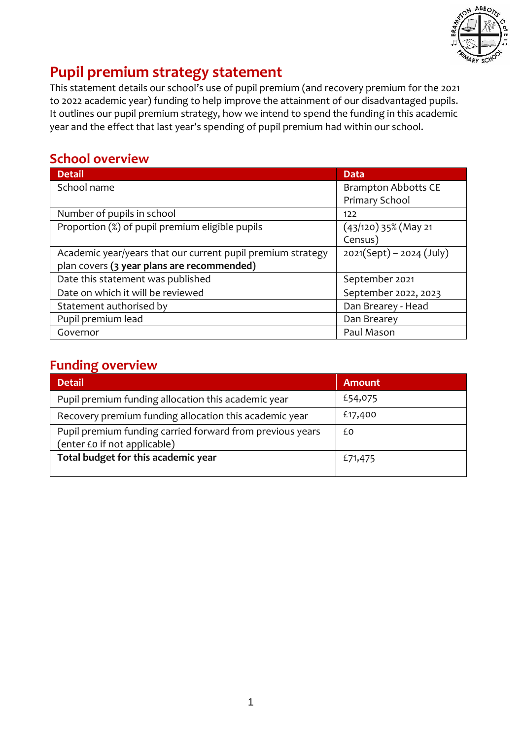# Pupil premium strategy statement

This statement details our school's use of pupil premium (and recovery premium for the 2021 to 2022 academic year) funding to help improve the attainment of our disadvantaged pupils. It outlines our pupil premium strategy, how we intend to spend the funding in this academic year and the effect that last year's spending of pupil premium had within our school.

## School overview

| Detail | Data |
|---|---|
| School name | Brampton Abbotts CE Primary School |
| Number of pupils in school | 122 |
| Proportion (%) of pupil premium eligible pupils | (43/120) 35% (May 21 Census) |
| Academic year/years that our current pupil premium strategy plan covers **(3 year plans are recommended)** | 2021(Sept) – 2024 (July) |
| Date this statement was published | September 2021 |
| Date on which it will be reviewed | September 2022, 2023 |
| Statement authorised by | Dan Brearey - Head |
| Pupil premium lead | Dan Brearey |
| Governor | Paul Mason |

## Funding overview

| Detail | Amount |
|---|---|
| Pupil premium funding allocation this academic year | £54,075 |
| Recovery premium funding allocation this academic year | £17,400 |
| Pupil premium funding carried forward from previous years (enter £0 if not applicable) | £0 |
| **Total budget for this academic year** | £71,475 |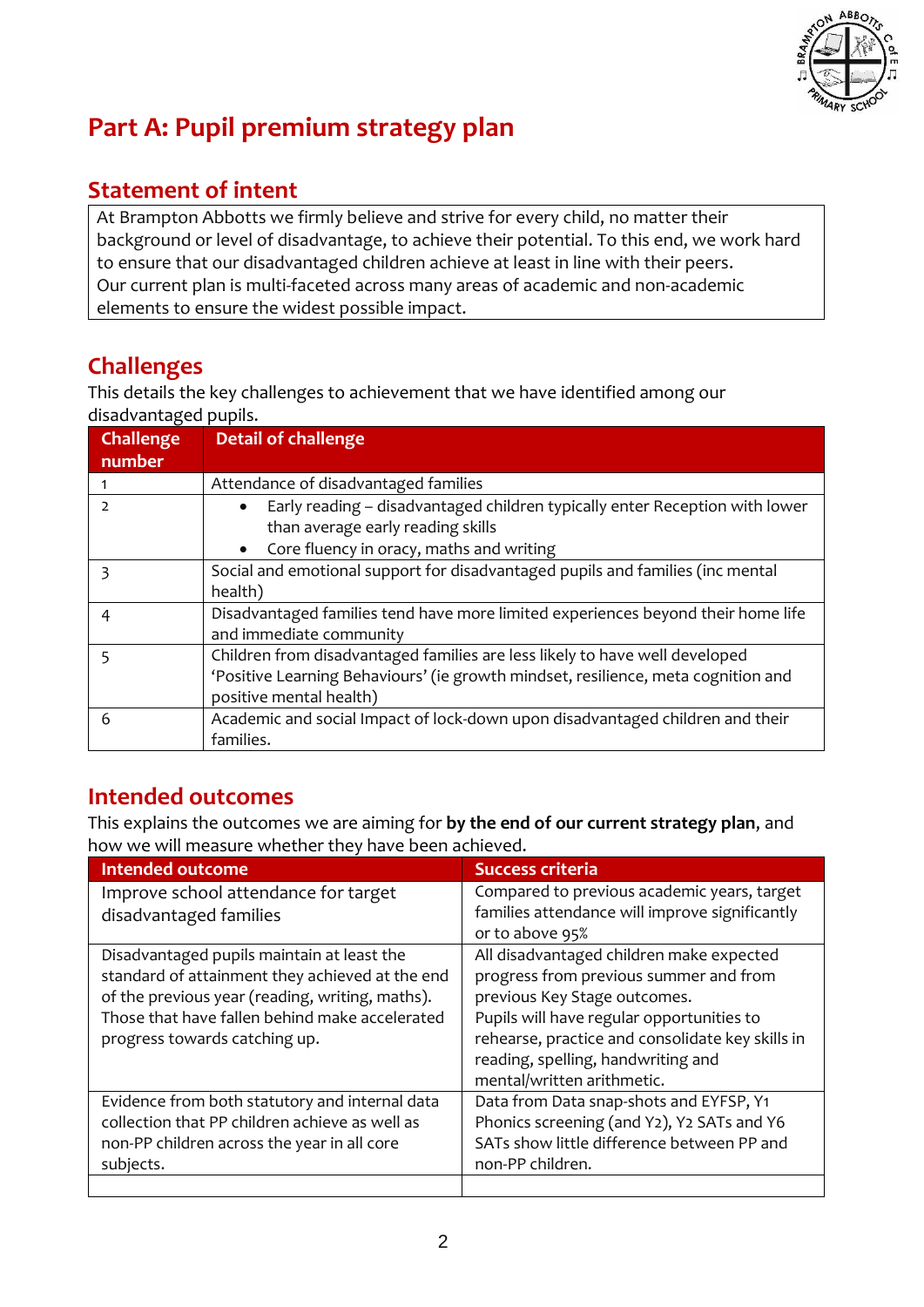# Part A: Pupil premium strategy plan

## Statement of intent

At Brampton Abbotts we firmly believe and strive for every child, no matter their background or level of disadvantage, to achieve their potential. To this end, we work hard to ensure that our disadvantaged children achieve at least in line with their peers.
Our current plan is multi-faceted across many areas of academic and non-academic elements to ensure the widest possible impact.

## Challenges

This details the key challenges to achievement that we have identified among our disadvantaged pupils.

| Challenge number | Detail of challenge |
|---|---|
| 1 | Attendance of disadvantaged families |
| 2 | • Early reading – disadvantaged children typically enter Reception with lower than average early reading skills<br>• Core fluency in oracy, maths and writing |
| 3 | Social and emotional support for disadvantaged pupils and families (inc mental health) |
| 4 | Disadvantaged families tend have more limited experiences beyond their home life and immediate community |
| 5 | Children from disadvantaged families are less likely to have well developed 'Positive Learning Behaviours' (ie growth mindset, resilience, meta cognition and positive mental health) |
| 6 | Academic and social Impact of lock-down upon disadvantaged children and their families. |

## Intended outcomes

This explains the outcomes we are aiming for **by the end of our current strategy plan**, and how we will measure whether they have been achieved.

| Intended outcome | Success criteria |
|---|---|
| Improve school attendance for target disadvantaged families | Compared to previous academic years, target families attendance will improve significantly or to above 95% |
| Disadvantaged pupils maintain at least the standard of attainment they achieved at the end of the previous year (reading, writing, maths). Those that have fallen behind make accelerated progress towards catching up. | All disadvantaged children make expected progress from previous summer and from previous Key Stage outcomes.<br>Pupils will have regular opportunities to rehearse, practice and consolidate key skills in reading, spelling, handwriting and mental/written arithmetic. |
| Evidence from both statutory and internal data collection that PP children achieve as well as non-PP children across the year in all core subjects. | Data from Data snap-shots and EYFSP, Y1 Phonics screening (and Y2), Y2 SATs and Y6 SATs show little difference between PP and non-PP children. |
| | |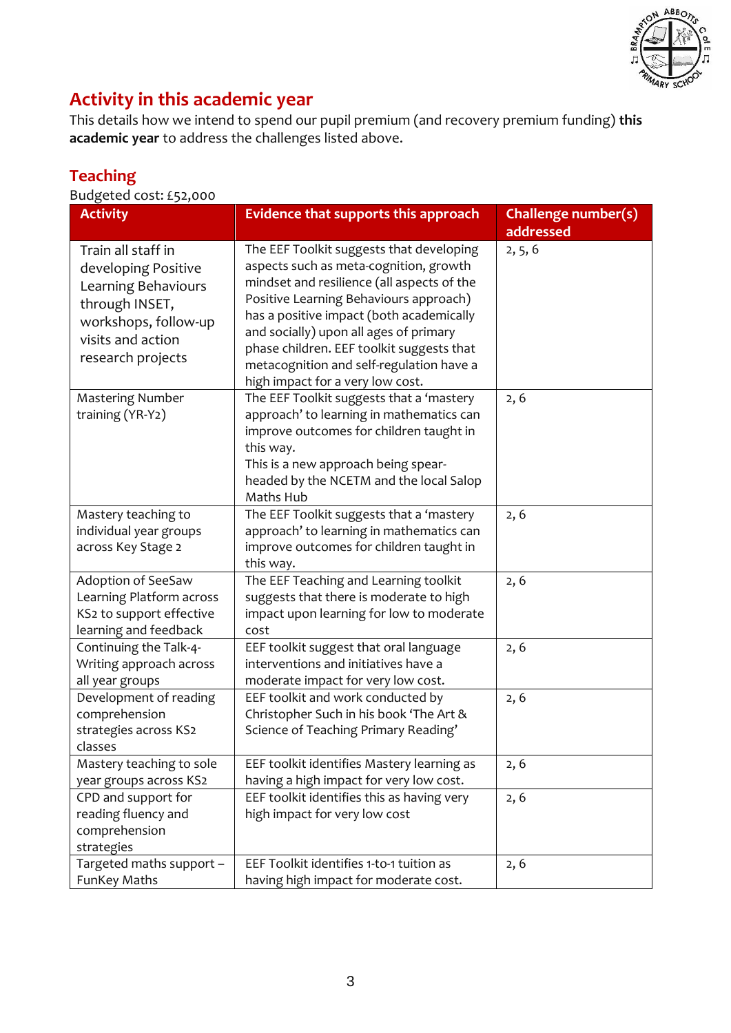## Activity in this academic year

This details how we intend to spend our pupil premium (and recovery premium funding) **this academic year** to address the challenges listed above.

### Teaching

Budgeted cost: £52,000

| Activity | Evidence that supports this approach | Challenge number(s) addressed |
|---|---|---|
| Train all staff in developing Positive Learning Behaviours through INSET, workshops, follow-up visits and action research projects | The EEF Toolkit suggests that developing aspects such as meta-cognition, growth mindset and resilience (all aspects of the Positive Learning Behaviours approach) has a positive impact (both academically and socially) upon all ages of primary phase children. EEF toolkit suggests that metacognition and self-regulation have a high impact for a very low cost. | 2, 5, 6 |
| Mastering Number training (YR-Y2) | The EEF Toolkit suggests that a 'mastery approach' to learning in mathematics can improve outcomes for children taught in this way.<br>This is a new approach being spear-headed by the NCETM and the local Salop Maths Hub | 2, 6 |
| Mastery teaching to individual year groups across Key Stage 2 | The EEF Toolkit suggests that a 'mastery approach' to learning in mathematics can improve outcomes for children taught in this way. | 2, 6 |
| Adoption of SeeSaw Learning Platform across KS2 to support effective learning and feedback | The EEF Teaching and Learning toolkit suggests that there is moderate to high impact upon learning for low to moderate cost | 2, 6 |
| Continuing the Talk-4-Writing approach across all year groups | EEF toolkit suggest that oral language interventions and initiatives have a moderate impact for very low cost. | 2, 6 |
| Development of reading comprehension strategies across KS2 classes | EEF toolkit and work conducted by Christopher Such in his book 'The Art & Science of Teaching Primary Reading' | 2, 6 |
| Mastery teaching to sole year groups across KS2 | EEF toolkit identifies Mastery learning as having a high impact for very low cost. | 2, 6 |
| CPD and support for reading fluency and comprehension strategies | EEF toolkit identifies this as having very high impact for very low cost | 2, 6 |
| Targeted maths support – FunKey Maths | EEF Toolkit identifies 1-to-1 tuition as having high impact for moderate cost. | 2, 6 |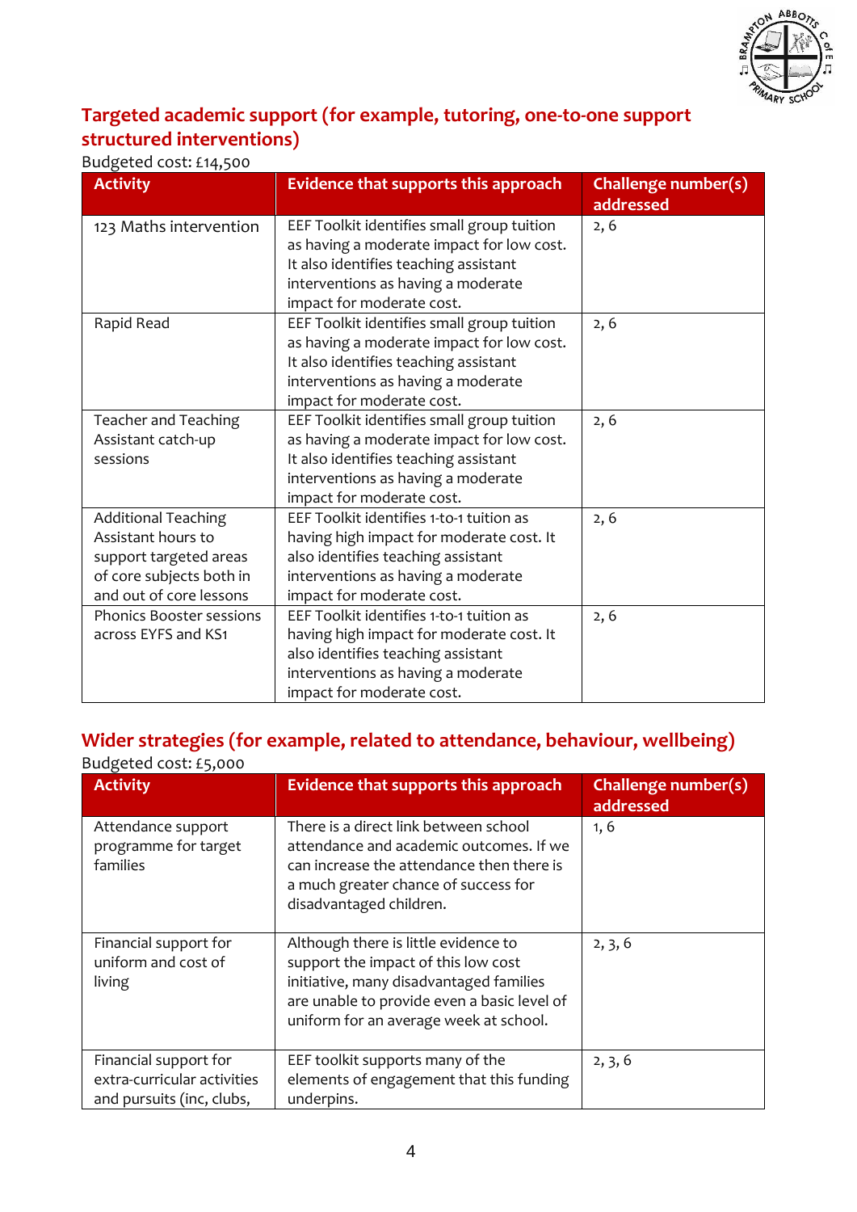## Targeted academic support (for example, tutoring, one-to-one support structured interventions)

Budgeted cost: £14,500

| Activity | Evidence that supports this approach | Challenge number(s) addressed |
|---|---|---|
| 123 Maths intervention | EEF Toolkit identifies small group tuition as having a moderate impact for low cost. It also identifies teaching assistant interventions as having a moderate impact for moderate cost. | 2, 6 |
| Rapid Read | EEF Toolkit identifies small group tuition as having a moderate impact for low cost. It also identifies teaching assistant interventions as having a moderate impact for moderate cost. | 2, 6 |
| Teacher and Teaching Assistant catch-up sessions | EEF Toolkit identifies small group tuition as having a moderate impact for low cost. It also identifies teaching assistant interventions as having a moderate impact for moderate cost. | 2, 6 |
| Additional Teaching Assistant hours to support targeted areas of core subjects both in and out of core lessons | EEF Toolkit identifies 1-to-1 tuition as having high impact for moderate cost. It also identifies teaching assistant interventions as having a moderate impact for moderate cost. | 2, 6 |
| Phonics Booster sessions across EYFS and KS1 | EEF Toolkit identifies 1-to-1 tuition as having high impact for moderate cost. It also identifies teaching assistant interventions as having a moderate impact for moderate cost. | 2, 6 |

## Wider strategies (for example, related to attendance, behaviour, wellbeing)

Budgeted cost: £5,000

| Activity | Evidence that supports this approach | Challenge number(s) addressed |
|---|---|---|
| Attendance support programme for target families | There is a direct link between school attendance and academic outcomes. If we can increase the attendance then there is a much greater chance of success for disadvantaged children. | 1, 6 |
| Financial support for uniform and cost of living | Although there is little evidence to support the impact of this low cost initiative, many disadvantaged families are unable to provide even a basic level of uniform for an average week at school. | 2, 3, 6 |
| Financial support for extra-curricular activities and pursuits (inc, clubs, | EEF toolkit supports many of the elements of engagement that this funding underpins. | 2, 3, 6 |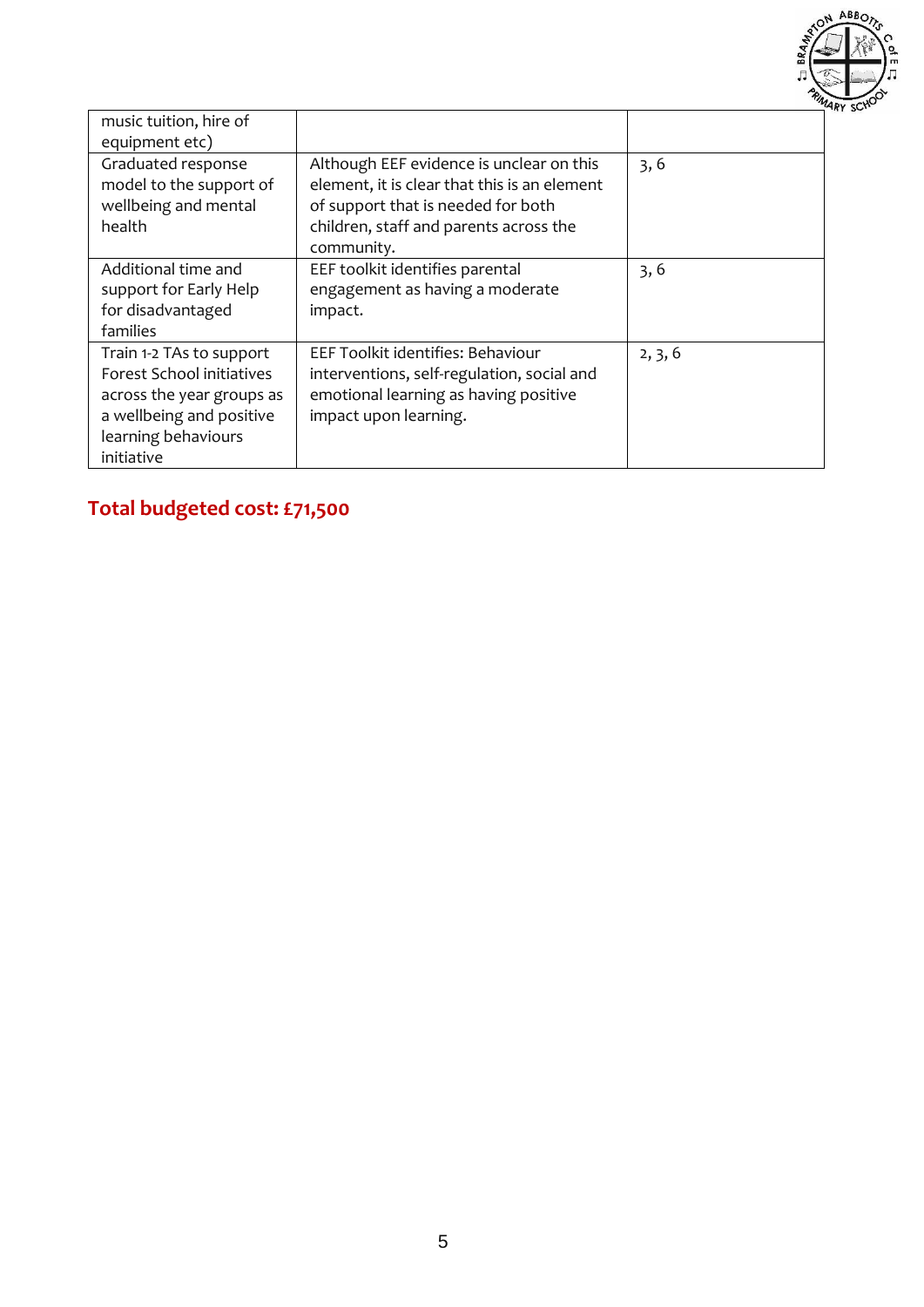| | | |
|---|---|---|
| music tuition, hire of equipment etc) | | |
| Graduated response model to the support of wellbeing and mental health | Although EEF evidence is unclear on this element, it is clear that this is an element of support that is needed for both children, staff and parents across the community. | 3, 6 |
| Additional time and support for Early Help for disadvantaged families | EEF toolkit identifies parental engagement as having a moderate impact. | 3, 6 |
| Train 1-2 TAs to support Forest School initiatives across the year groups as a wellbeing and positive learning behaviours initiative | EEF Toolkit identifies: Behaviour interventions, self-regulation, social and emotional learning as having positive impact upon learning. | 2, 3, 6 |

**Total budgeted cost: £71,500**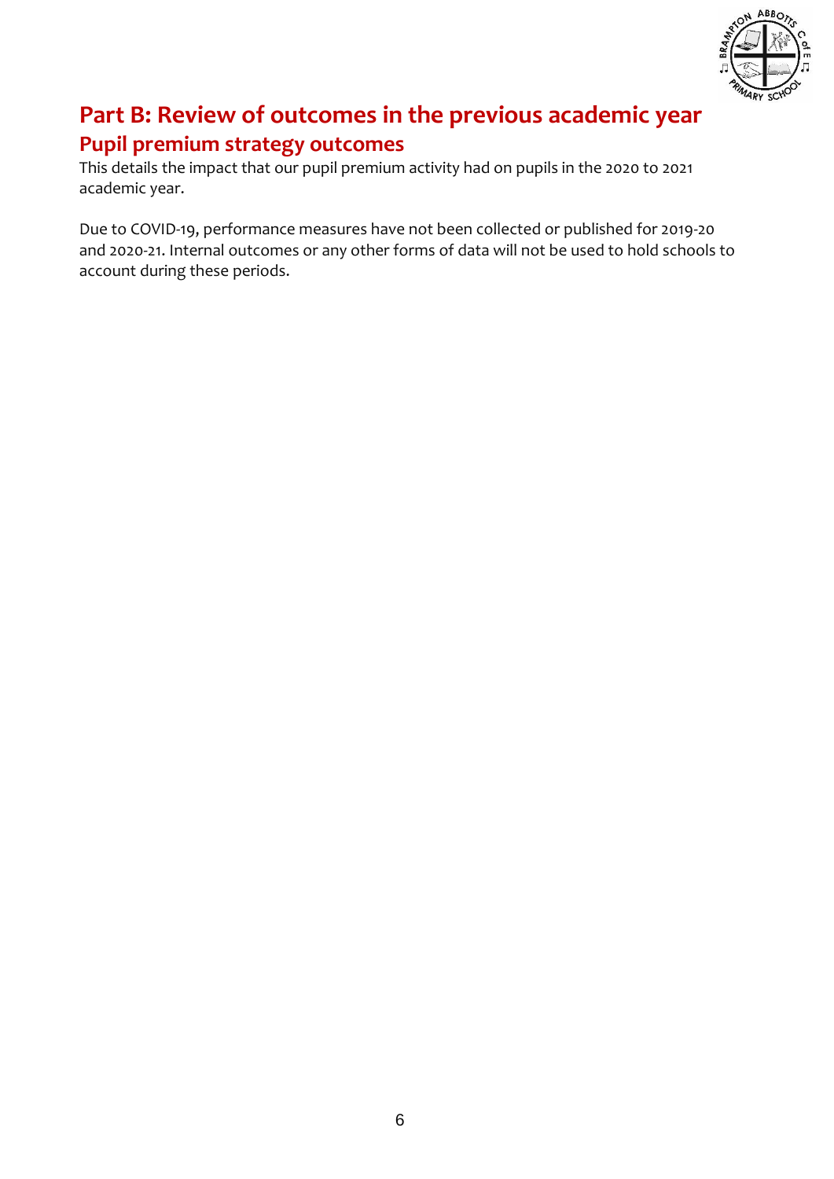# Part B: Review of outcomes in the previous academic year

## Pupil premium strategy outcomes

This details the impact that our pupil premium activity had on pupils in the 2020 to 2021 academic year.

Due to COVID-19, performance measures have not been collected or published for 2019-20 and 2020-21. Internal outcomes or any other forms of data will not be used to hold schools to account during these periods.